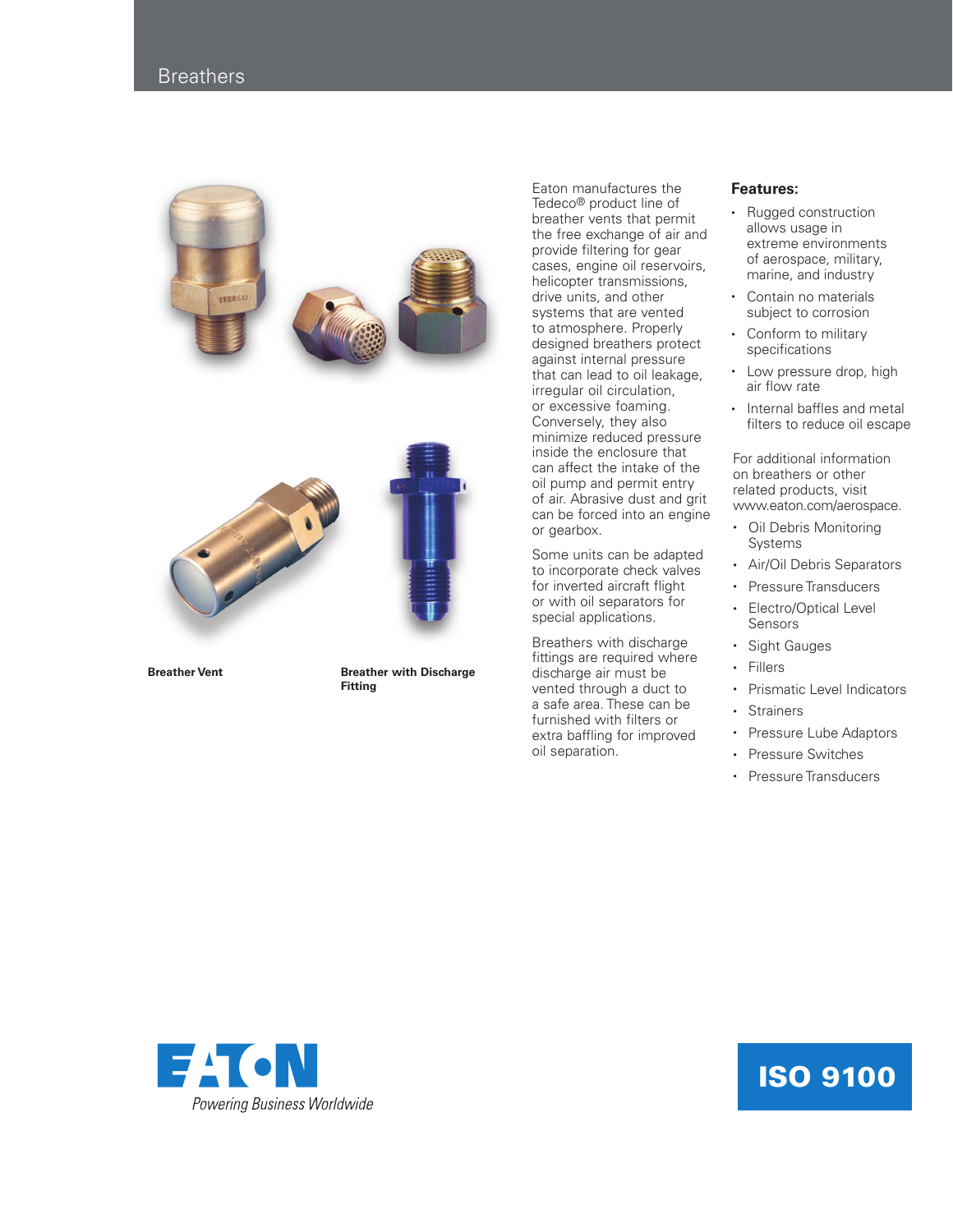# Breathers

**Breather Vent**

**Breather with Discharge Fitting**

Eaton manufactures the Tedeco® product line of breather vents that permit the free exchange of air and provide filtering for gear cases, engine oil reservoirs, helicopter transmissions, drive units, and other systems that are vented to atmosphere. Properly designed breathers protect against internal pressure that can lead to oil leakage, irregular oil circulation, or excessive foaming. Conversely, they also minimize reduced pressure inside the enclosure that can affect the intake of the oil pump and permit entry of air. Abrasive dust and grit can be forced into an engine or gearbox.

Some units can be adapted to incorporate check valves for inverted aircraft flight or with oil separators for special applications.

Breathers with discharge fittings are required where discharge air must be vented through a duct to a safe area. These can be furnished with filters or extra baffling for improved oil separation.

## Features:

- Rugged construction allows usage in extreme environments of aerospace, military, marine, and industry
- Contain no materials subject to corrosion
- Conform to military specifications
- Low pressure drop, high air flow rate
- Internal baffles and metal filters to reduce oil escape

For additional information on breathers or other related products, visit www.eaton.com/aerospace.

- Oil Debris Monitoring Systems
- Air/Oil Debris Separators
- Pressure Transducers
- Electro/Optical Level Sensors
- Sight Gauges
- Fillers
- Prismatic Level Indicators
- Strainers
- Pressure Lube Adaptors
- Pressure Switches
- Pressure Transducers

EATON
*Powering Business Worldwide*

ISO 9100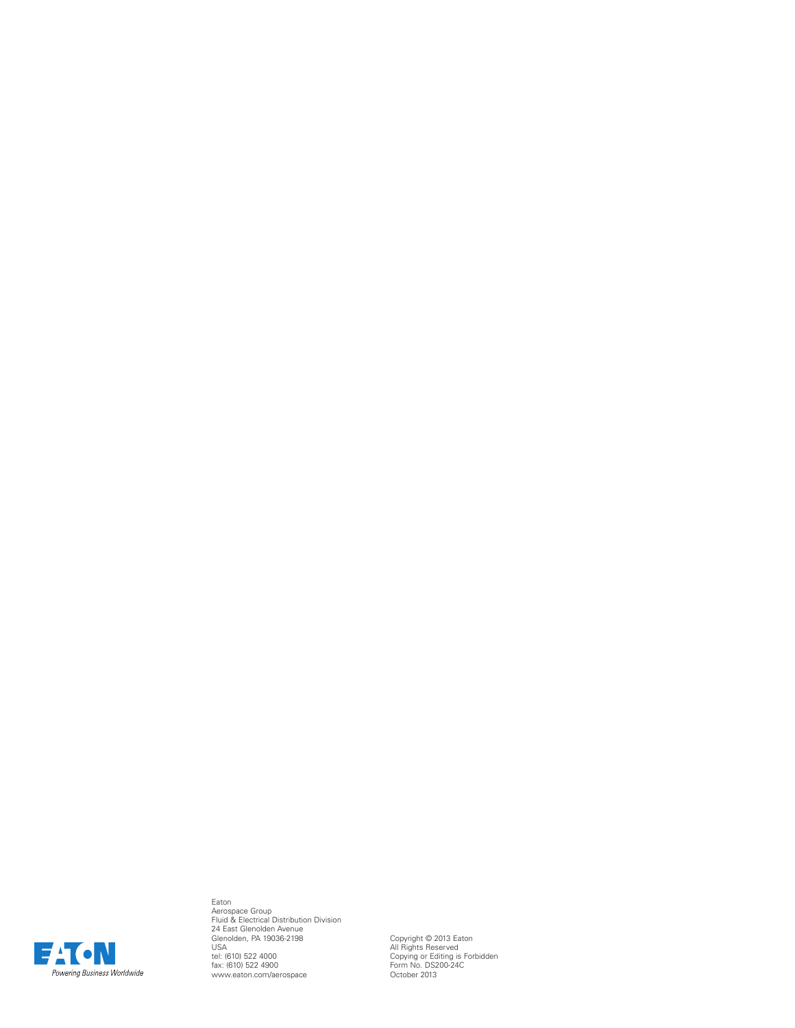Powering Business Worldwide

Eaton
Aerospace Group
Fluid & Electrical Distribution Division
24 East Glenolden Avenue
Glenolden, PA 19036-2198
USA
tel: (610) 522 4000
fax: (610) 522 4900
www.eaton.com/aerospace

Copyright © 2013 Eaton
All Rights Reserved
Copying or Editing is Forbidden
Form No. DS200-24C
October 2013